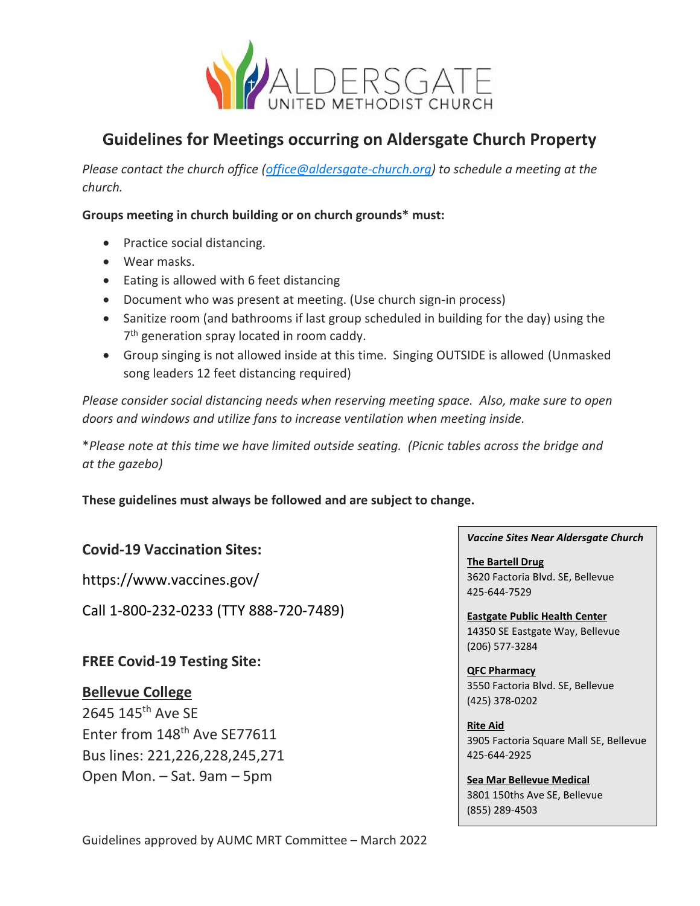ALDERSGATE
UNITED METHODIST CHURCH

# Guidelines for Meetings occurring on Aldersgate Church Property

*Please contact the church office (office@aldersgate-church.org) to schedule a meeting at the church.*

**Groups meeting in church building or on church grounds* must:**

- Practice social distancing.
- Wear masks.
- Eating is allowed with 6 feet distancing
- Document who was present at meeting. (Use church sign-in process)
- Sanitize room (and bathrooms if last group scheduled in building for the day) using the 7th generation spray located in room caddy.
- Group singing is not allowed inside at this time. Singing OUTSIDE is allowed (Unmasked song leaders 12 feet distancing required)

*Please consider social distancing needs when reserving meeting space. Also, make sure to open doors and windows and utilize fans to increase ventilation when meeting inside.*

*\*Please note at this time we have limited outside seating. (Picnic tables across the bridge and at the gazebo)*

**These guidelines must always be followed and are subject to change.**

## Covid-19 Vaccination Sites:

https://www.vaccines.gov/

Call 1-800-232-0233 (TTY 888-720-7489)

## FREE Covid-19 Testing Site:

**Bellevue College**
2645 145th Ave SE
Enter from 148th Ave SE77611
Bus lines: 221,226,228,245,271
Open Mon. – Sat. 9am – 5pm

***Vaccine Sites Near Aldersgate Church***

**The Bartell Drug**
3620 Factoria Blvd. SE, Bellevue
425-644-7529

**Eastgate Public Health Center**
14350 SE Eastgate Way, Bellevue
(206) 577-3284

**QFC Pharmacy**
3550 Factoria Blvd. SE, Bellevue
(425) 378-0202

**Rite Aid**
3905 Factoria Square Mall SE, Bellevue
425-644-2925

**Sea Mar Bellevue Medical**
3801 150ths Ave SE, Bellevue
(855) 289-4503

Guidelines approved by AUMC MRT Committee – March 2022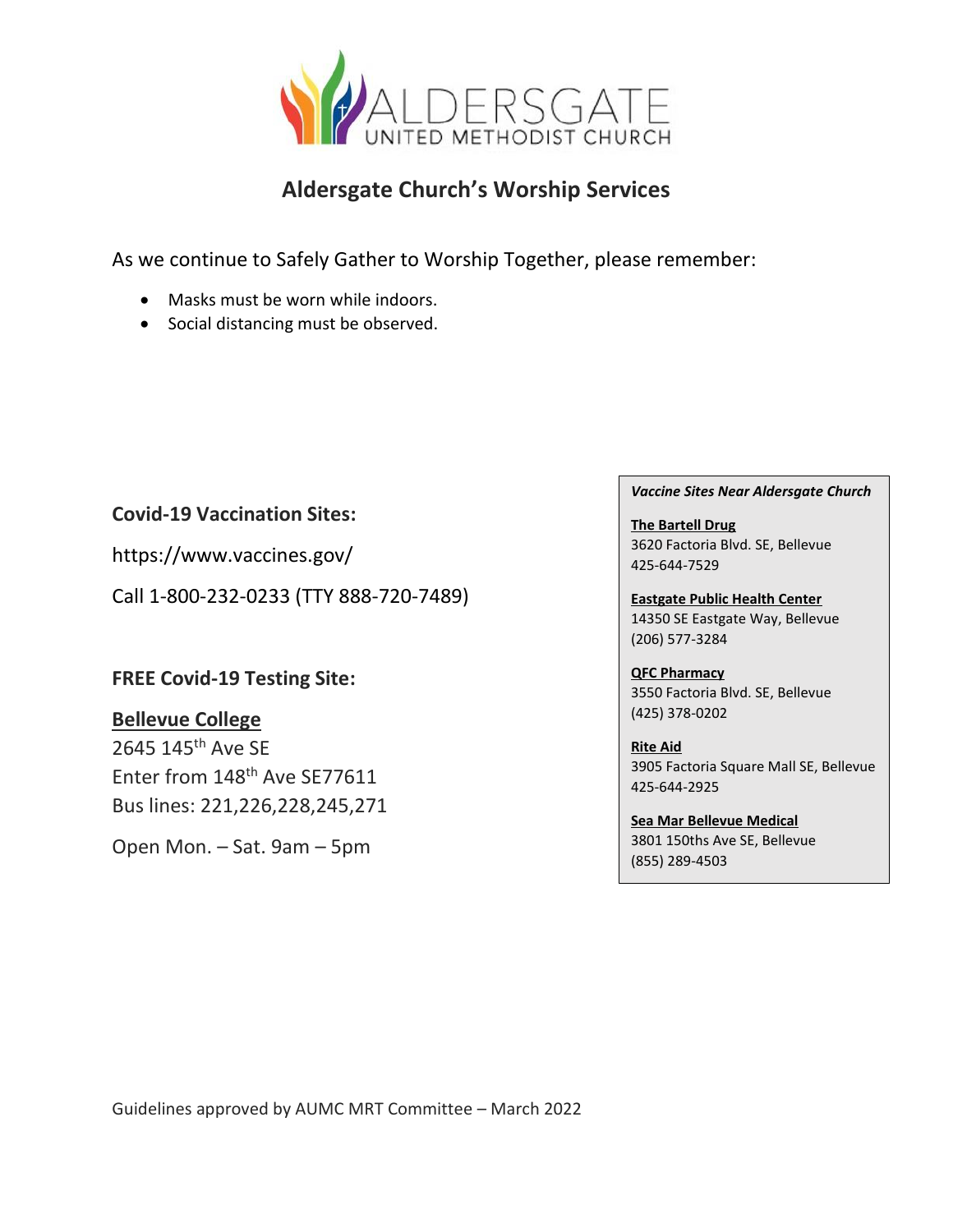ALDERSGATE
UNITED METHODIST CHURCH

## Aldersgate Church's Worship Services

As we continue to Safely Gather to Worship Together, please remember:

- Masks must be worn while indoors.
- Social distancing must be observed.

**Covid-19 Vaccination Sites:**

https://www.vaccines.gov/

Call 1-800-232-0233 (TTY 888-720-7489)

**FREE Covid-19 Testing Site:**

**Bellevue College**
2645 145th Ave SE
Enter from 148th Ave SE77611
Bus lines: 221,226,228,245,271

Open Mon. – Sat. 9am – 5pm

***Vaccine Sites Near Aldersgate Church***

**The Bartell Drug**
3620 Factoria Blvd. SE, Bellevue
425-644-7529

**Eastgate Public Health Center**
14350 SE Eastgate Way, Bellevue
(206) 577-3284

**QFC Pharmacy**
3550 Factoria Blvd. SE, Bellevue
(425) 378-0202

**Rite Aid**
3905 Factoria Square Mall SE, Bellevue
425-644-2925

**Sea Mar Bellevue Medical**
3801 150ths Ave SE, Bellevue
(855) 289-4503

Guidelines approved by AUMC MRT Committee – March 2022